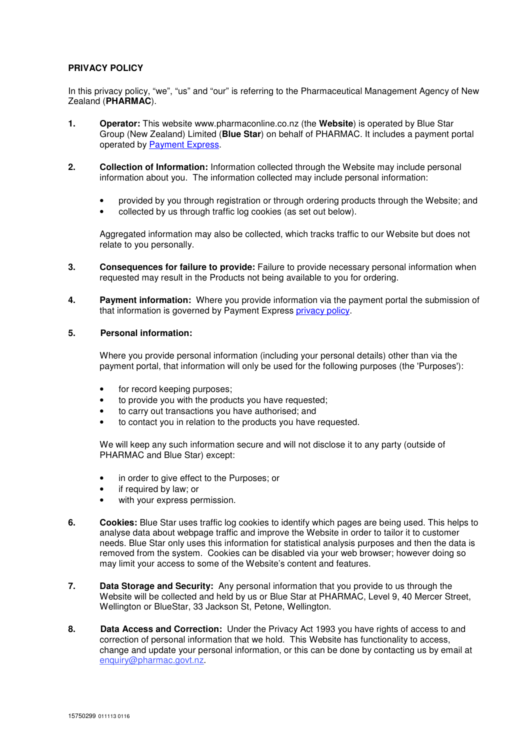# PRIVACY POLICY

In this privacy policy, "we", "us" and "our" is referring to the Pharmaceutical Management Agency of New Zealand (**PHARMAC**).

1. **Operator:** This website www.pharmaconline.co.nz (the **Website**) is operated by Blue Star Group (New Zealand) Limited (**Blue Star**) on behalf of PHARMAC. It includes a payment portal operated by Payment Express.

2. **Collection of Information:** Information collected through the Website may include personal information about you. The information collected may include personal information:

   - provided by you through registration or through ordering products through the Website; and
   - collected by us through traffic log cookies (as set out below).

   Aggregated information may also be collected, which tracks traffic to our Website but does not relate to you personally.

3. **Consequences for failure to provide:** Failure to provide necessary personal information when requested may result in the Products not being available to you for ordering.

4. **Payment information:** Where you provide information via the payment portal the submission of that information is governed by Payment Express privacy policy.

5. **Personal information:**

   Where you provide personal information (including your personal details) other than via the payment portal, that information will only be used for the following purposes (the 'Purposes'):

   - for record keeping purposes;
   - to provide you with the products you have requested;
   - to carry out transactions you have authorised; and
   - to contact you in relation to the products you have requested.

   We will keep any such information secure and will not disclose it to any party (outside of PHARMAC and Blue Star) except:

   - in order to give effect to the Purposes; or
   - if required by law; or
   - with your express permission.

6. **Cookies:** Blue Star uses traffic log cookies to identify which pages are being used. This helps to analyse data about webpage traffic and improve the Website in order to tailor it to customer needs. Blue Star only uses this information for statistical analysis purposes and then the data is removed from the system. Cookies can be disabled via your web browser; however doing so may limit your access to some of the Website's content and features.

7. **Data Storage and Security:** Any personal information that you provide to us through the Website will be collected and held by us or Blue Star at PHARMAC, Level 9, 40 Mercer Street, Wellington or BlueStar, 33 Jackson St, Petone, Wellington.

8. **Data Access and Correction:** Under the Privacy Act 1993 you have rights of access to and correction of personal information that we hold. This Website has functionality to access, change and update your personal information, or this can be done by contacting us by email at enquiry@pharmac.govt.nz.

15750299 011113 0116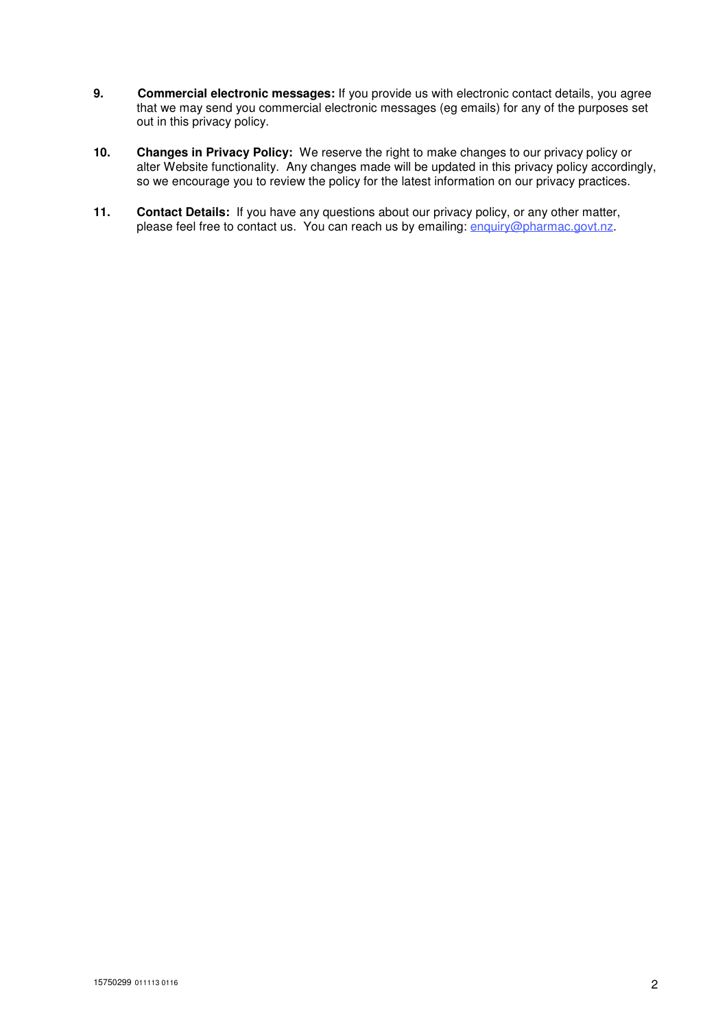9. **Commercial electronic messages:** If you provide us with electronic contact details, you agree that we may send you commercial electronic messages (eg emails) for any of the purposes set out in this privacy policy.

10. **Changes in Privacy Policy:** We reserve the right to make changes to our privacy policy or alter Website functionality. Any changes made will be updated in this privacy policy accordingly, so we encourage you to review the policy for the latest information on our privacy practices.

11. **Contact Details:** If you have any questions about our privacy policy, or any other matter, please feel free to contact us. You can reach us by emailing: enquiry@pharmac.govt.nz.